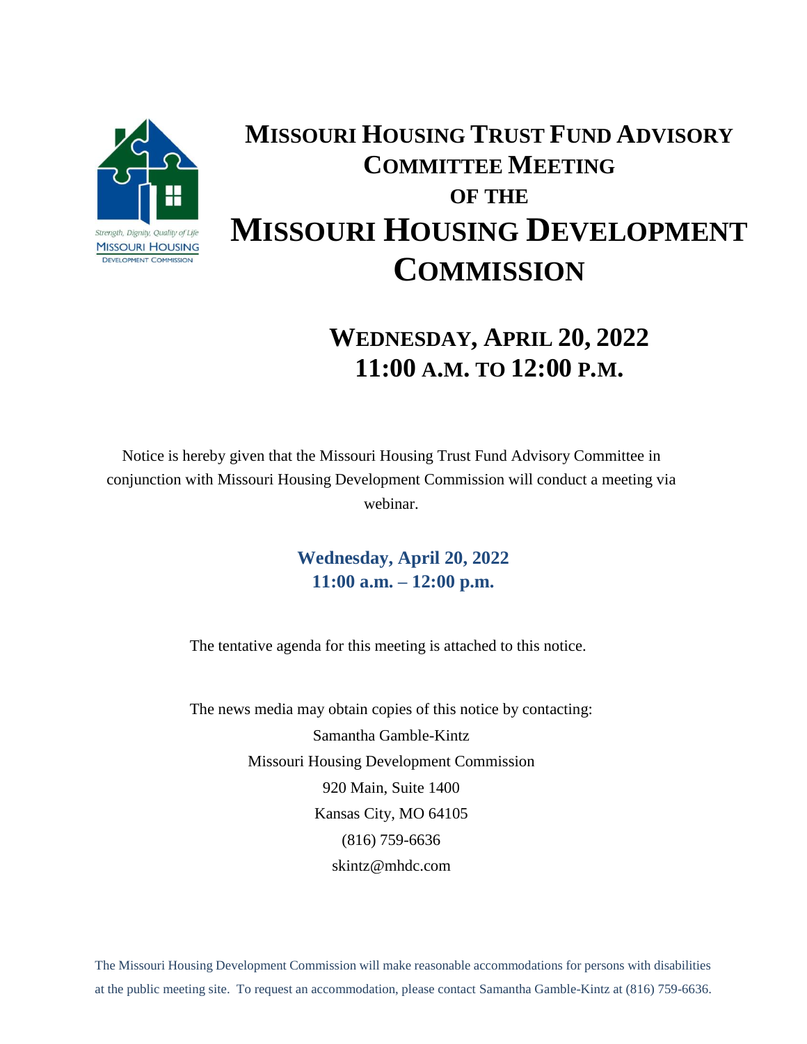Strength, Dignity, Quality of Life
MISSOURI HOUSING
DEVELOPMENT COMMISSION

# MISSOURI HOUSING TRUST FUND ADVISORY COMMITTEE MEETING OF THE MISSOURI HOUSING DEVELOPMENT COMMISSION

## WEDNESDAY, APRIL 20, 2022
## 11:00 A.M. TO 12:00 P.M.

Notice is hereby given that the Missouri Housing Trust Fund Advisory Committee in conjunction with Missouri Housing Development Commission will conduct a meeting via webinar.

**Wednesday, April 20, 2022**
**11:00 a.m. – 12:00 p.m.**

The tentative agenda for this meeting is attached to this notice.

The news media may obtain copies of this notice by contacting:
Samantha Gamble-Kintz
Missouri Housing Development Commission
920 Main, Suite 1400
Kansas City, MO 64105
(816) 759-6636
skintz@mhdc.com

The Missouri Housing Development Commission will make reasonable accommodations for persons with disabilities at the public meeting site. To request an accommodation, please contact Samantha Gamble-Kintz at (816) 759-6636.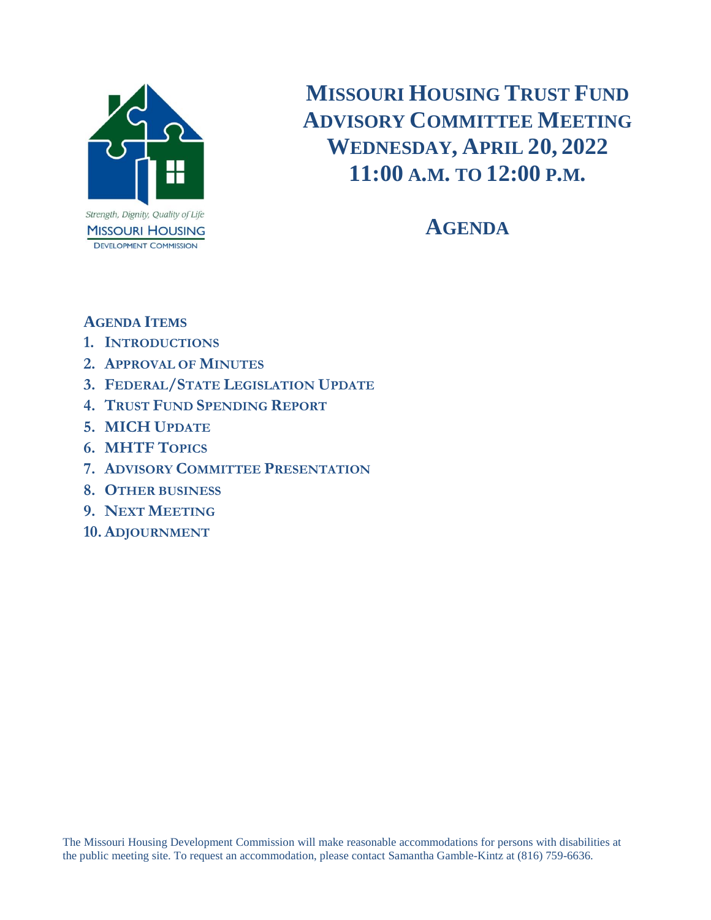Strength, Dignity, Quality of Life

MISSOURI HOUSING DEVELOPMENT COMMISSION

# MISSOURI HOUSING TRUST FUND ADVISORY COMMITTEE MEETING WEDNESDAY, APRIL 20, 2022 11:00 A.M. TO 12:00 P.M.

## AGENDA

### AGENDA ITEMS

1. **INTRODUCTIONS**
2. **APPROVAL OF MINUTES**
3. **FEDERAL/STATE LEGISLATION UPDATE**
4. **TRUST FUND SPENDING REPORT**
5. **MICH UPDATE**
6. **MHTF TOPICS**
7. **ADVISORY COMMITTEE PRESENTATION**
8. **OTHER BUSINESS**
9. **NEXT MEETING**
10. **ADJOURNMENT**

The Missouri Housing Development Commission will make reasonable accommodations for persons with disabilities at the public meeting site. To request an accommodation, please contact Samantha Gamble-Kintz at (816) 759-6636.